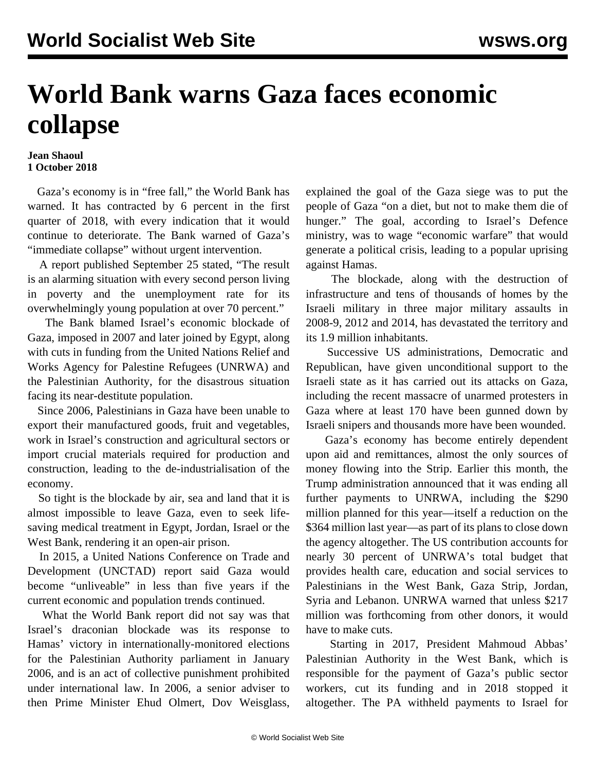# World Bank warns Gaza faces economic collapse

**Jean Shaoul**
**1 October 2018**

Gaza's economy is in "free fall," the World Bank has warned. It has contracted by 6 percent in the first quarter of 2018, with every indication that it would continue to deteriorate. The Bank warned of Gaza's "immediate collapse" without urgent intervention.

A report published September 25 stated, "The result is an alarming situation with every second person living in poverty and the unemployment rate for its overwhelmingly young population at over 70 percent."

The Bank blamed Israel's economic blockade of Gaza, imposed in 2007 and later joined by Egypt, along with cuts in funding from the United Nations Relief and Works Agency for Palestine Refugees (UNRWA) and the Palestinian Authority, for the disastrous situation facing its near-destitute population.

Since 2006, Palestinians in Gaza have been unable to export their manufactured goods, fruit and vegetables, work in Israel's construction and agricultural sectors or import crucial materials required for production and construction, leading to the de-industrialisation of the economy.

So tight is the blockade by air, sea and land that it is almost impossible to leave Gaza, even to seek life-saving medical treatment in Egypt, Jordan, Israel or the West Bank, rendering it an open-air prison.

In 2015, a United Nations Conference on Trade and Development (UNCTAD) report said Gaza would become "unliveable" in less than five years if the current economic and population trends continued.

What the World Bank report did not say was that Israel's draconian blockade was its response to Hamas' victory in internationally-monitored elections for the Palestinian Authority parliament in January 2006, and is an act of collective punishment prohibited under international law. In 2006, a senior adviser to then Prime Minister Ehud Olmert, Dov Weisglass, explained the goal of the Gaza siege was to put the people of Gaza "on a diet, but not to make them die of hunger." The goal, according to Israel's Defence ministry, was to wage "economic warfare" that would generate a political crisis, leading to a popular uprising against Hamas.

The blockade, along with the destruction of infrastructure and tens of thousands of homes by the Israeli military in three major military assaults in 2008-9, 2012 and 2014, has devastated the territory and its 1.9 million inhabitants.

Successive US administrations, Democratic and Republican, have given unconditional support to the Israeli state as it has carried out its attacks on Gaza, including the recent massacre of unarmed protesters in Gaza where at least 170 have been gunned down by Israeli snipers and thousands more have been wounded.

Gaza's economy has become entirely dependent upon aid and remittances, almost the only sources of money flowing into the Strip. Earlier this month, the Trump administration announced that it was ending all further payments to UNRWA, including the $290 million planned for this year—itself a reduction on the $364 million last year—as part of its plans to close down the agency altogether. The US contribution accounts for nearly 30 percent of UNRWA's total budget that provides health care, education and social services to Palestinians in the West Bank, Gaza Strip, Jordan, Syria and Lebanon. UNRWA warned that unless $217 million was forthcoming from other donors, it would have to make cuts.

Starting in 2017, President Mahmoud Abbas' Palestinian Authority in the West Bank, which is responsible for the payment of Gaza's public sector workers, cut its funding and in 2018 stopped it altogether. The PA withheld payments to Israel for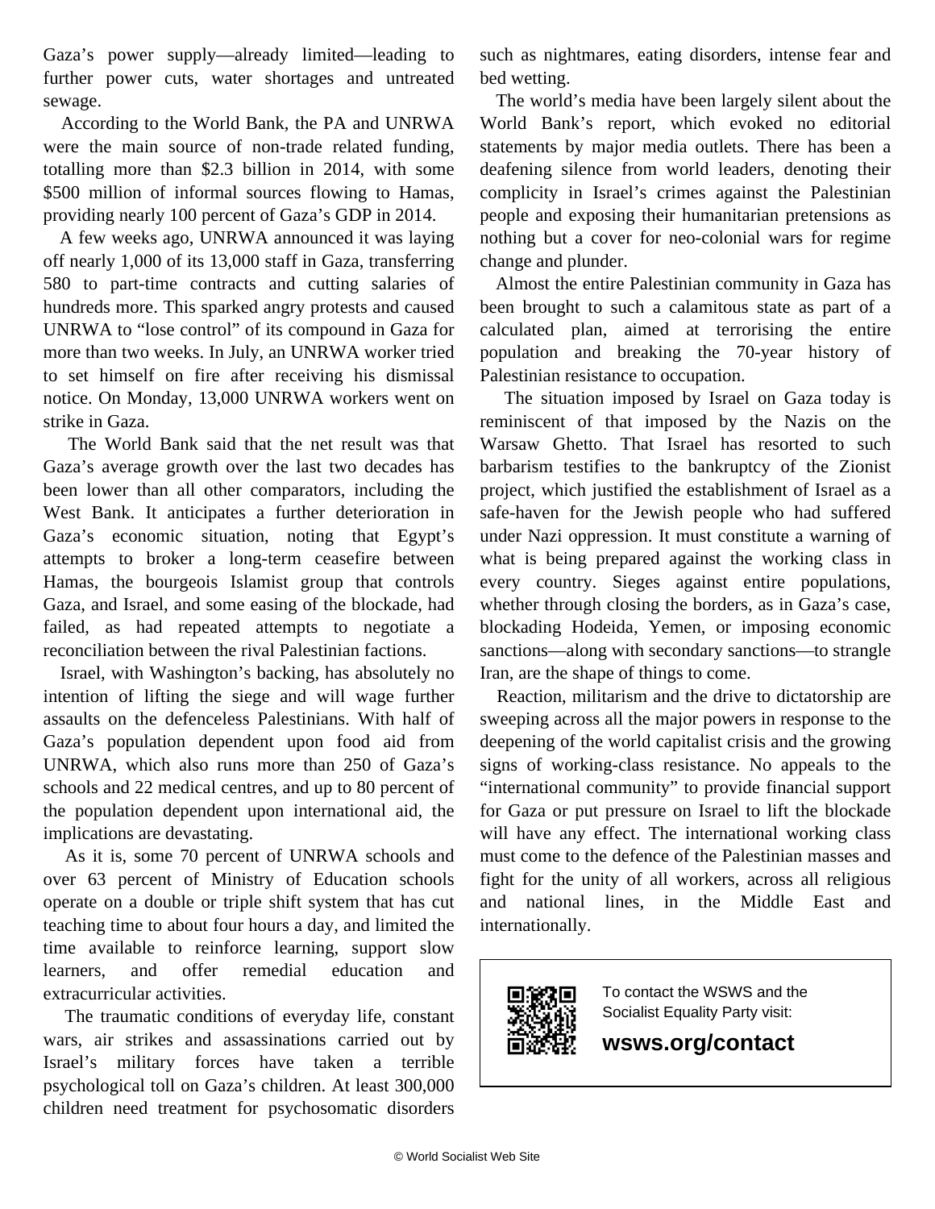Gaza's power supply—already limited—leading to further power cuts, water shortages and untreated sewage.

According to the World Bank, the PA and UNRWA were the main source of non-trade related funding, totalling more than $2.3 billion in 2014, with some $500 million of informal sources flowing to Hamas, providing nearly 100 percent of Gaza's GDP in 2014.

A few weeks ago, UNRWA announced it was laying off nearly 1,000 of its 13,000 staff in Gaza, transferring 580 to part-time contracts and cutting salaries of hundreds more. This sparked angry protests and caused UNRWA to "lose control" of its compound in Gaza for more than two weeks. In July, an UNRWA worker tried to set himself on fire after receiving his dismissal notice. On Monday, 13,000 UNRWA workers went on strike in Gaza.

The World Bank said that the net result was that Gaza's average growth over the last two decades has been lower than all other comparators, including the West Bank. It anticipates a further deterioration in Gaza's economic situation, noting that Egypt's attempts to broker a long-term ceasefire between Hamas, the bourgeois Islamist group that controls Gaza, and Israel, and some easing of the blockade, had failed, as had repeated attempts to negotiate a reconciliation between the rival Palestinian factions.

Israel, with Washington's backing, has absolutely no intention of lifting the siege and will wage further assaults on the defenceless Palestinians. With half of Gaza's population dependent upon food aid from UNRWA, which also runs more than 250 of Gaza's schools and 22 medical centres, and up to 80 percent of the population dependent upon international aid, the implications are devastating.

As it is, some 70 percent of UNRWA schools and over 63 percent of Ministry of Education schools operate on a double or triple shift system that has cut teaching time to about four hours a day, and limited the time available to reinforce learning, support slow learners, and offer remedial education and extracurricular activities.

The traumatic conditions of everyday life, constant wars, air strikes and assassinations carried out by Israel's military forces have taken a terrible psychological toll on Gaza's children. At least 300,000 children need treatment for psychosomatic disorders such as nightmares, eating disorders, intense fear and bed wetting.

The world's media have been largely silent about the World Bank's report, which evoked no editorial statements by major media outlets. There has been a deafening silence from world leaders, denoting their complicity in Israel's crimes against the Palestinian people and exposing their humanitarian pretensions as nothing but a cover for neo-colonial wars for regime change and plunder.

Almost the entire Palestinian community in Gaza has been brought to such a calamitous state as part of a calculated plan, aimed at terrorising the entire population and breaking the 70-year history of Palestinian resistance to occupation.

The situation imposed by Israel on Gaza today is reminiscent of that imposed by the Nazis on the Warsaw Ghetto. That Israel has resorted to such barbarism testifies to the bankruptcy of the Zionist project, which justified the establishment of Israel as a safe-haven for the Jewish people who had suffered under Nazi oppression. It must constitute a warning of what is being prepared against the working class in every country. Sieges against entire populations, whether through closing the borders, as in Gaza's case, blockading Hodeida, Yemen, or imposing economic sanctions—along with secondary sanctions—to strangle Iran, are the shape of things to come.

Reaction, militarism and the drive to dictatorship are sweeping across all the major powers in response to the deepening of the world capitalist crisis and the growing signs of working-class resistance. No appeals to the "international community" to provide financial support for Gaza or put pressure on Israel to lift the blockade will have any effect. The international working class must come to the defence of the Palestinian masses and fight for the unity of all workers, across all religious and national lines, in the Middle East and internationally.

To contact the WSWS and the Socialist Equality Party visit:

**wsws.org/contact**